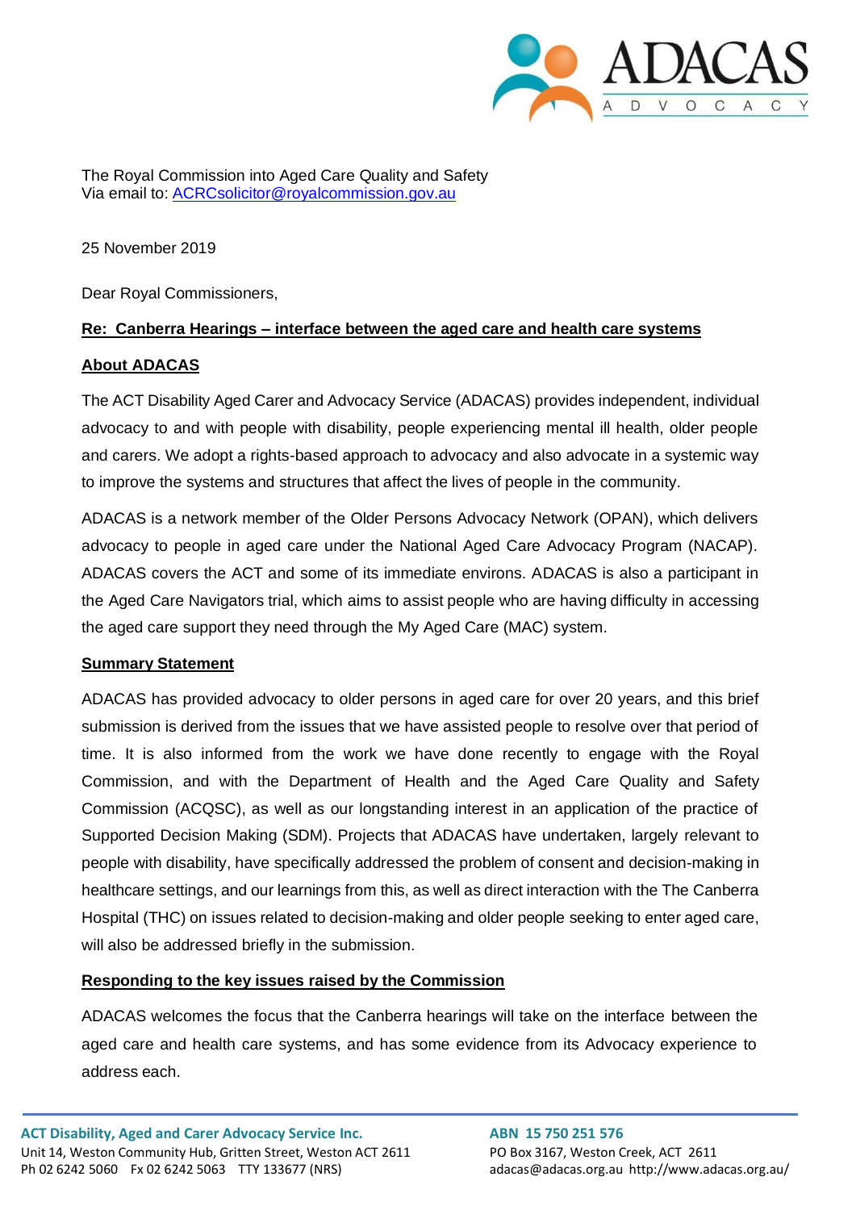The Royal Commission into Aged Care Quality and Safety
Via email to: ACRCsolicitor@royalcommission.gov.au

25 November 2019

Dear Royal Commissioners,

**Re: Canberra Hearings – interface between the aged care and health care systems**

## About ADACAS

The ACT Disability Aged Carer and Advocacy Service (ADACAS) provides independent, individual advocacy to and with people with disability, people experiencing mental ill health, older people and carers. We adopt a rights-based approach to advocacy and also advocate in a systemic way to improve the systems and structures that affect the lives of people in the community.

ADACAS is a network member of the Older Persons Advocacy Network (OPAN), which delivers advocacy to people in aged care under the National Aged Care Advocacy Program (NACAP). ADACAS covers the ACT and some of its immediate environs. ADACAS is also a participant in the Aged Care Navigators trial, which aims to assist people who are having difficulty in accessing the aged care support they need through the My Aged Care (MAC) system.

## Summary Statement

ADACAS has provided advocacy to older persons in aged care for over 20 years, and this brief submission is derived from the issues that we have assisted people to resolve over that period of time. It is also informed from the work we have done recently to engage with the Royal Commission, and with the Department of Health and the Aged Care Quality and Safety Commission (ACQSC), as well as our longstanding interest in an application of the practice of Supported Decision Making (SDM). Projects that ADACAS have undertaken, largely relevant to people with disability, have specifically addressed the problem of consent and decision-making in healthcare settings, and our learnings from this, as well as direct interaction with the The Canberra Hospital (THC) on issues related to decision-making and older people seeking to enter aged care, will also be addressed briefly in the submission.

## Responding to the key issues raised by the Commission

ADACAS welcomes the focus that the Canberra hearings will take on the interface between the aged care and health care systems, and has some evidence from its Advocacy experience to address each.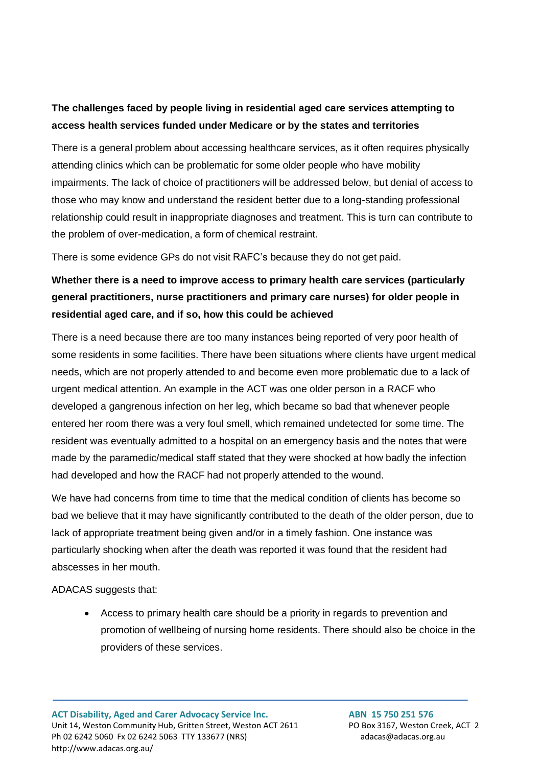**The challenges faced by people living in residential aged care services attempting to access health services funded under Medicare or by the states and territories**

There is a general problem about accessing healthcare services, as it often requires physically attending clinics which can be problematic for some older people who have mobility impairments. The lack of choice of practitioners will be addressed below, but denial of access to those who may know and understand the resident better due to a long-standing professional relationship could result in inappropriate diagnoses and treatment. This is turn can contribute to the problem of over-medication, a form of chemical restraint.

There is some evidence GPs do not visit RAFC's because they do not get paid.

**Whether there is a need to improve access to primary health care services (particularly general practitioners, nurse practitioners and primary care nurses) for older people in residential aged care, and if so, how this could be achieved**

There is a need because there are too many instances being reported of very poor health of some residents in some facilities. There have been situations where clients have urgent medical needs, which are not properly attended to and become even more problematic due to a lack of urgent medical attention. An example in the ACT was one older person in a RACF who developed a gangrenous infection on her leg, which became so bad that whenever people entered her room there was a very foul smell, which remained undetected for some time. The resident was eventually admitted to a hospital on an emergency basis and the notes that were made by the paramedic/medical staff stated that they were shocked at how badly the infection had developed and how the RACF had not properly attended to the wound.

We have had concerns from time to time that the medical condition of clients has become so bad we believe that it may have significantly contributed to the death of the older person, due to lack of appropriate treatment being given and/or in a timely fashion. One instance was particularly shocking when after the death was reported it was found that the resident had abscesses in her mouth.

ADACAS suggests that:

- Access to primary health care should be a priority in regards to prevention and promotion of wellbeing of nursing home residents. There should also be choice in the providers of these services.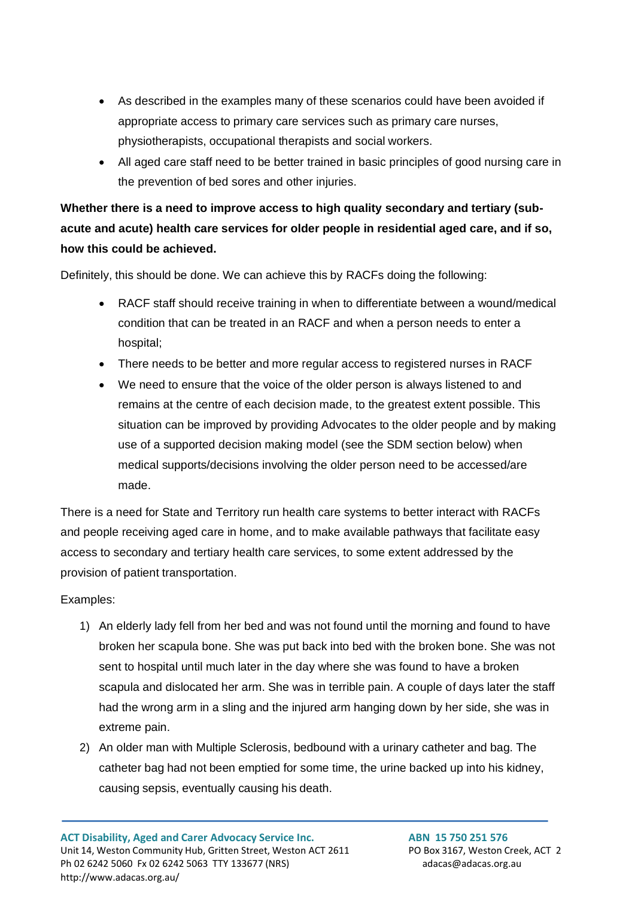- As described in the examples many of these scenarios could have been avoided if appropriate access to primary care services such as primary care nurses, physiotherapists, occupational therapists and social workers.
- All aged care staff need to be better trained in basic principles of good nursing care in the prevention of bed sores and other injuries.

**Whether there is a need to improve access to high quality secondary and tertiary (sub-acute and acute) health care services for older people in residential aged care, and if so, how this could be achieved.**

Definitely, this should be done. We can achieve this by RACFs doing the following:

- RACF staff should receive training in when to differentiate between a wound/medical condition that can be treated in an RACF and when a person needs to enter a hospital;
- There needs to be better and more regular access to registered nurses in RACF
- We need to ensure that the voice of the older person is always listened to and remains at the centre of each decision made, to the greatest extent possible. This situation can be improved by providing Advocates to the older people and by making use of a supported decision making model (see the SDM section below) when medical supports/decisions involving the older person need to be accessed/are made.

There is a need for State and Territory run health care systems to better interact with RACFs and people receiving aged care in home, and to make available pathways that facilitate easy access to secondary and tertiary health care services, to some extent addressed by the provision of patient transportation.

Examples:

1) An elderly lady fell from her bed and was not found until the morning and found to have broken her scapula bone. She was put back into bed with the broken bone. She was not sent to hospital until much later in the day where she was found to have a broken scapula and dislocated her arm. She was in terrible pain. A couple of days later the staff had the wrong arm in a sling and the injured arm hanging down by her side, she was in extreme pain.
2) An older man with Multiple Sclerosis, bedbound with a urinary catheter and bag. The catheter bag had not been emptied for some time, the urine backed up into his kidney, causing sepsis, eventually causing his death.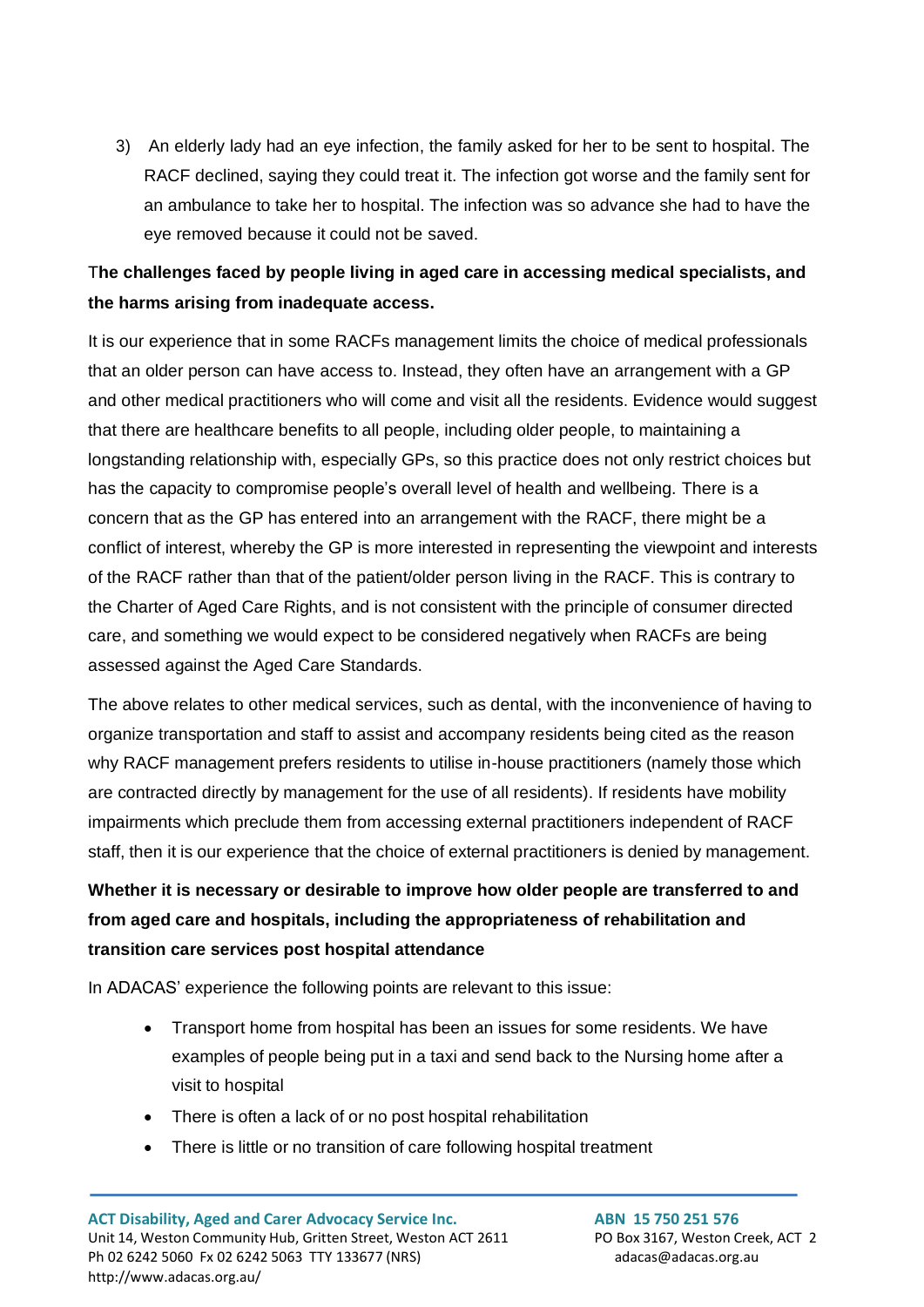3) An elderly lady had an eye infection, the family asked for her to be sent to hospital. The RACF declined, saying they could treat it. The infection got worse and the family sent for an ambulance to take her to hospital. The infection was so advance she had to have the eye removed because it could not be saved.

**The challenges faced by people living in aged care in accessing medical specialists, and the harms arising from inadequate access.**

It is our experience that in some RACFs management limits the choice of medical professionals that an older person can have access to. Instead, they often have an arrangement with a GP and other medical practitioners who will come and visit all the residents. Evidence would suggest that there are healthcare benefits to all people, including older people, to maintaining a longstanding relationship with, especially GPs, so this practice does not only restrict choices but has the capacity to compromise people's overall level of health and wellbeing. There is a concern that as the GP has entered into an arrangement with the RACF, there might be a conflict of interest, whereby the GP is more interested in representing the viewpoint and interests of the RACF rather than that of the patient/older person living in the RACF. This is contrary to the Charter of Aged Care Rights, and is not consistent with the principle of consumer directed care, and something we would expect to be considered negatively when RACFs are being assessed against the Aged Care Standards.

The above relates to other medical services, such as dental, with the inconvenience of having to organize transportation and staff to assist and accompany residents being cited as the reason why RACF management prefers residents to utilise in-house practitioners (namely those which are contracted directly by management for the use of all residents). If residents have mobility impairments which preclude them from accessing external practitioners independent of RACF staff, then it is our experience that the choice of external practitioners is denied by management.

**Whether it is necessary or desirable to improve how older people are transferred to and from aged care and hospitals, including the appropriateness of rehabilitation and transition care services post hospital attendance**

In ADACAS' experience the following points are relevant to this issue:

- Transport home from hospital has been an issues for some residents. We have examples of people being put in a taxi and send back to the Nursing home after a visit to hospital
- There is often a lack of or no post hospital rehabilitation
- There is little or no transition of care following hospital treatment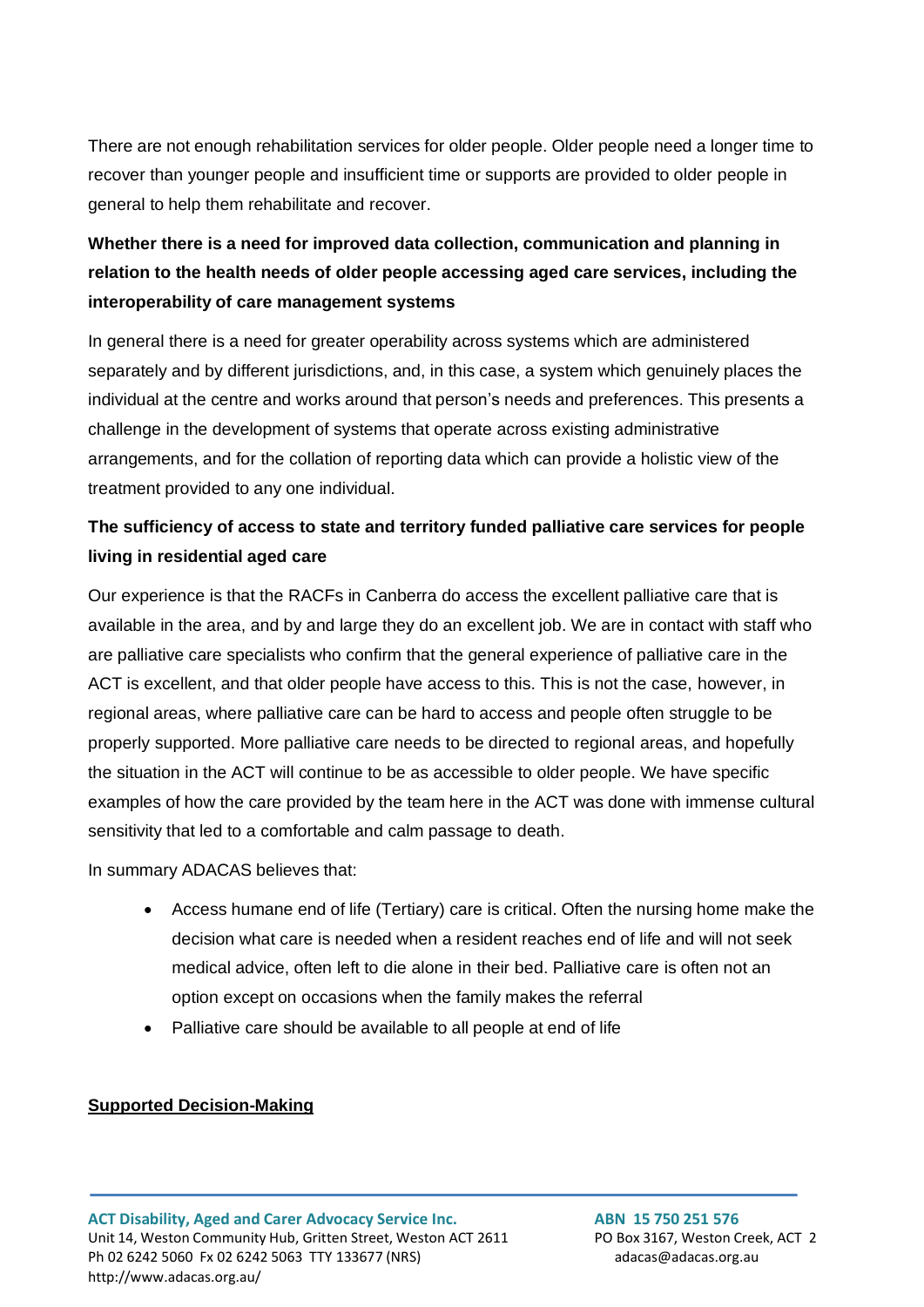There are not enough rehabilitation services for older people. Older people need a longer time to recover than younger people and insufficient time or supports are provided to older people in general to help them rehabilitate and recover.

**Whether there is a need for improved data collection, communication and planning in relation to the health needs of older people accessing aged care services, including the interoperability of care management systems**

In general there is a need for greater operability across systems which are administered separately and by different jurisdictions, and, in this case, a system which genuinely places the individual at the centre and works around that person's needs and preferences. This presents a challenge in the development of systems that operate across existing administrative arrangements, and for the collation of reporting data which can provide a holistic view of the treatment provided to any one individual.

**The sufficiency of access to state and territory funded palliative care services for people living in residential aged care**

Our experience is that the RACFs in Canberra do access the excellent palliative care that is available in the area, and by and large they do an excellent job. We are in contact with staff who are palliative care specialists who confirm that the general experience of palliative care in the ACT is excellent, and that older people have access to this. This is not the case, however, in regional areas, where palliative care can be hard to access and people often struggle to be properly supported. More palliative care needs to be directed to regional areas, and hopefully the situation in the ACT will continue to be as accessible to older people. We have specific examples of how the care provided by the team here in the ACT was done with immense cultural sensitivity that led to a comfortable and calm passage to death.

In summary ADACAS believes that:

- Access humane end of life (Tertiary) care is critical. Often the nursing home make the decision what care is needed when a resident reaches end of life and will not seek medical advice, often left to die alone in their bed. Palliative care is often not an option except on occasions when the family makes the referral
- Palliative care should be available to all people at end of life

**Supported Decision-Making**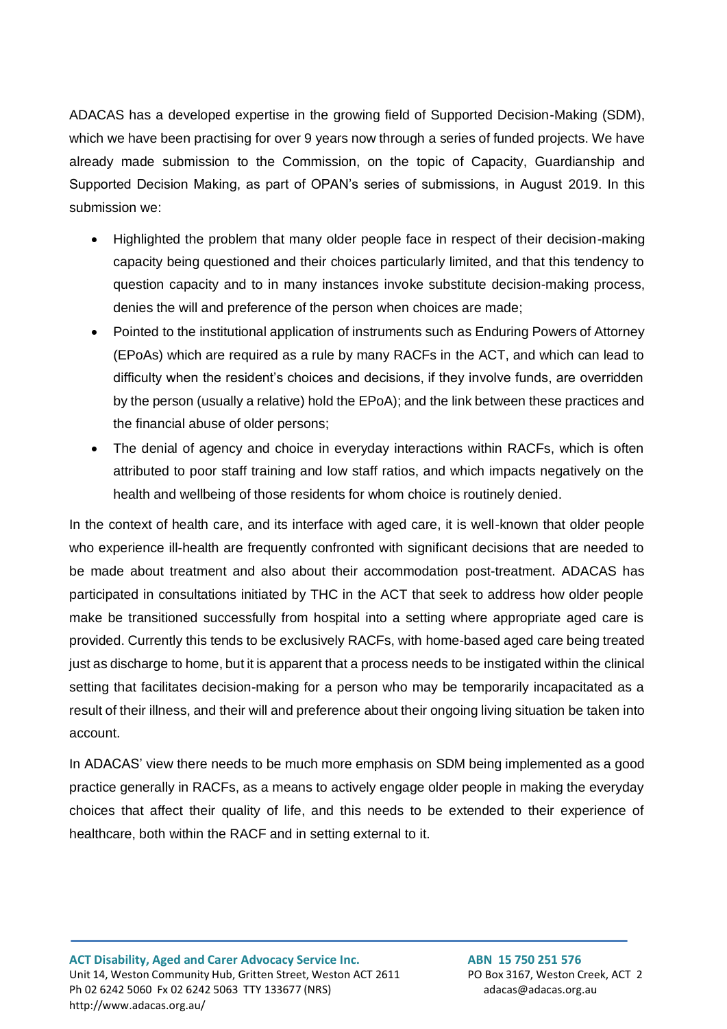ADACAS has a developed expertise in the growing field of Supported Decision-Making (SDM), which we have been practising for over 9 years now through a series of funded projects. We have already made submission to the Commission, on the topic of Capacity, Guardianship and Supported Decision Making, as part of OPAN's series of submissions, in August 2019. In this submission we:

- Highlighted the problem that many older people face in respect of their decision-making capacity being questioned and their choices particularly limited, and that this tendency to question capacity and to in many instances invoke substitute decision-making process, denies the will and preference of the person when choices are made;
- Pointed to the institutional application of instruments such as Enduring Powers of Attorney (EPoAs) which are required as a rule by many RACFs in the ACT, and which can lead to difficulty when the resident's choices and decisions, if they involve funds, are overridden by the person (usually a relative) hold the EPoA); and the link between these practices and the financial abuse of older persons;
- The denial of agency and choice in everyday interactions within RACFs, which is often attributed to poor staff training and low staff ratios, and which impacts negatively on the health and wellbeing of those residents for whom choice is routinely denied.

In the context of health care, and its interface with aged care, it is well-known that older people who experience ill-health are frequently confronted with significant decisions that are needed to be made about treatment and also about their accommodation post-treatment. ADACAS has participated in consultations initiated by THC in the ACT that seek to address how older people make be transitioned successfully from hospital into a setting where appropriate aged care is provided. Currently this tends to be exclusively RACFs, with home-based aged care being treated just as discharge to home, but it is apparent that a process needs to be instigated within the clinical setting that facilitates decision-making for a person who may be temporarily incapacitated as a result of their illness, and their will and preference about their ongoing living situation be taken into account.

In ADACAS' view there needs to be much more emphasis on SDM being implemented as a good practice generally in RACFs, as a means to actively engage older people in making the everyday choices that affect their quality of life, and this needs to be extended to their experience of healthcare, both within the RACF and in setting external to it.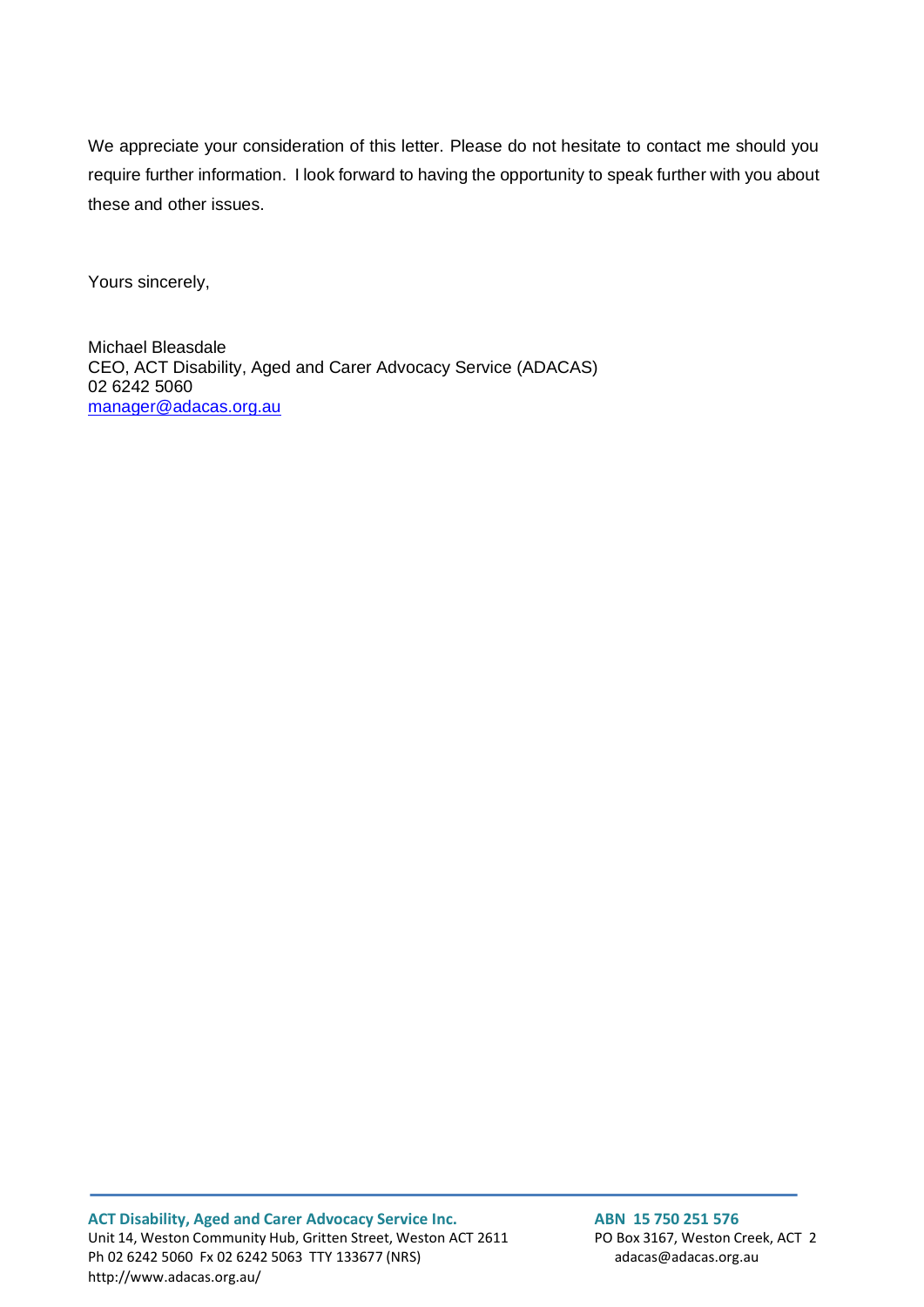We appreciate your consideration of this letter. Please do not hesitate to contact me should you require further information. I look forward to having the opportunity to speak further with you about these and other issues.

Yours sincerely,

Michael Bleasdale  
CEO, ACT Disability, Aged and Carer Advocacy Service (ADACAS)  
02 6242 5060  
manager@adacas.org.au